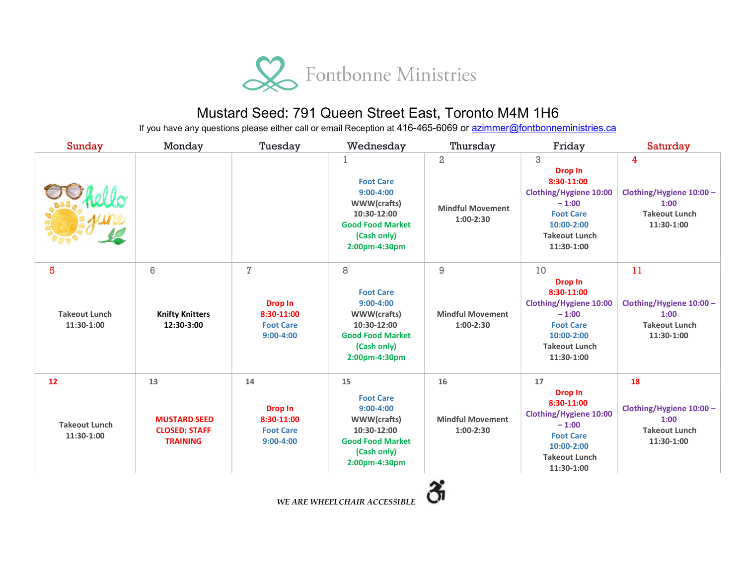Fontbonne Ministries

# Mustard Seed: 791 Queen Street East, Toronto M4M 1H6

If you have any questions please either call or email Reception at 416-465-6069 or azimmer@fontbonneministries.ca

| Sunday | Monday | Tuesday | Wednesday | Thursday | Friday | Saturday |
|---|---|---|---|---|---|---|
| hello june | | | 1<br>Foot Care<br>9:00-4:00<br>WWW(crafts)<br>10:30-12:00<br>Good Food Market<br>(Cash only)<br>2:00pm-4:30pm | 2<br>Mindful Movement<br>1:00-2:30 | 3<br>Drop In<br>8:30-11:00<br>Clothing/Hygiene 10:00 – 1:00<br>Foot Care<br>10:00-2:00<br>Takeout Lunch<br>11:30-1:00 | 4<br>Clothing/Hygiene 10:00 – 1:00<br>Takeout Lunch<br>11:30-1:00 |
| 5<br>Takeout Lunch<br>11:30-1:00 | 6<br>Knifty Knitters<br>12:30-3:00 | 7<br>Drop In<br>8:30-11:00<br>Foot Care<br>9:00-4:00 | 8<br>Foot Care<br>9:00-4:00<br>WWW(crafts)<br>10:30-12:00<br>Good Food Market<br>(Cash only)<br>2:00pm-4:30pm | 9<br>Mindful Movement<br>1:00-2:30 | 10<br>Drop In<br>8:30-11:00<br>Clothing/Hygiene 10:00 – 1:00<br>Foot Care<br>10:00-2:00<br>Takeout Lunch<br>11:30-1:00 | 11<br>Clothing/Hygiene 10:00 – 1:00<br>Takeout Lunch<br>11:30-1:00 |
| 12<br>Takeout Lunch<br>11:30-1:00 | 13<br>MUSTARD SEED CLOSED: STAFF TRAINING | 14<br>Drop In<br>8:30-11:00<br>Foot Care<br>9:00-4:00 | 15<br>Foot Care<br>9:00-4:00<br>WWW(crafts)<br>10:30-12:00<br>Good Food Market<br>(Cash only)<br>2:00pm-4:30pm | 16<br>Mindful Movement<br>1:00-2:30 | 17<br>Drop In<br>8:30-11:00<br>Clothing/Hygiene 10:00 – 1:00<br>Foot Care<br>10:00-2:00<br>Takeout Lunch<br>11:30-1:00 | 18<br>Clothing/Hygiene 10:00 – 1:00<br>Takeout Lunch<br>11:30-1:00 |

*WE ARE WHEELCHAIR ACCESSIBLE*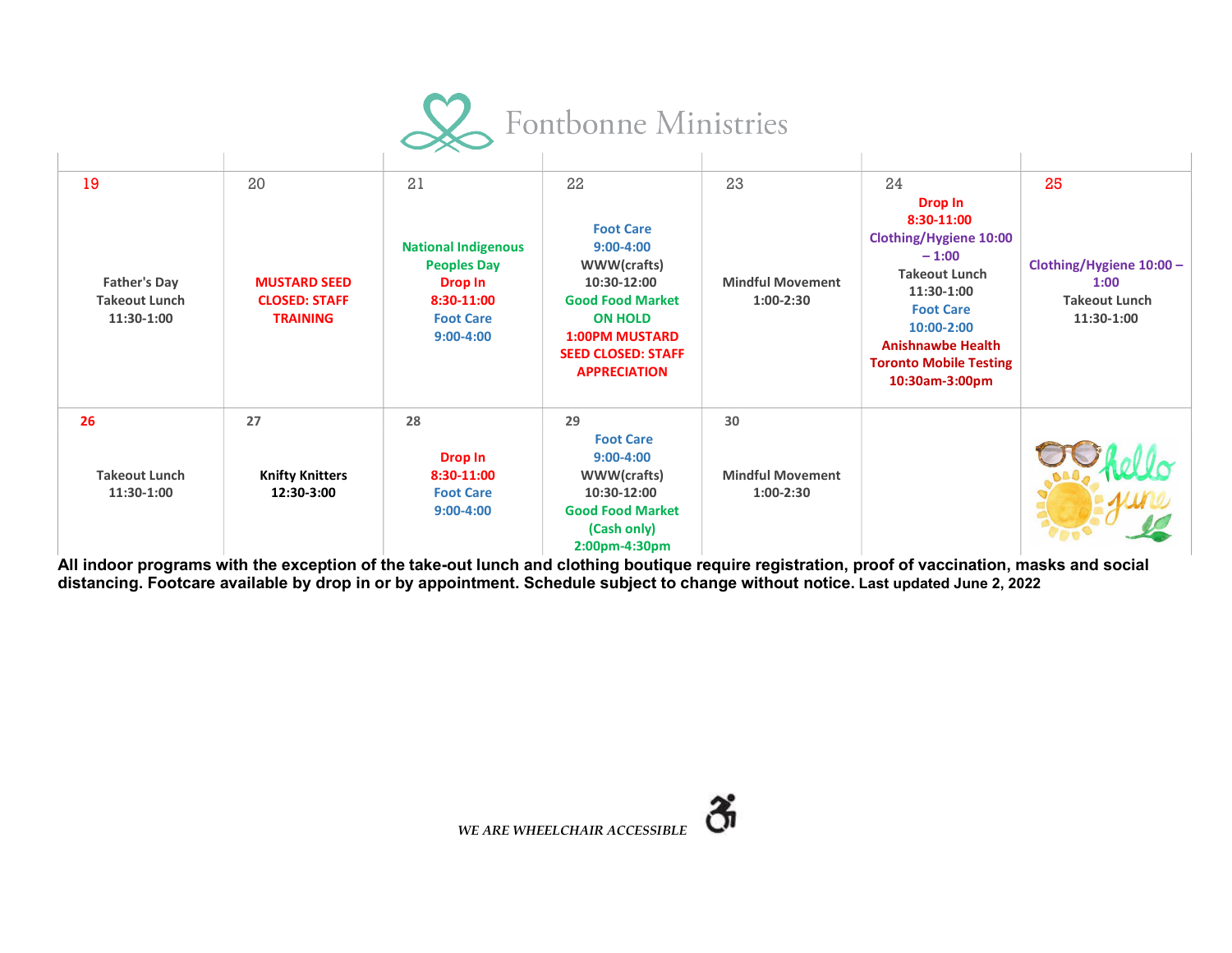# Fontbonne Ministries

| | | | | | | |
|---|---|---|---|---|---|---|
| 19<br><br>Father's Day<br>Takeout Lunch<br>11:30-1:00 | 20<br><br>MUSTARD SEED<br>CLOSED: STAFF<br>TRAINING | 21<br><br>National Indigenous<br>Peoples Day<br>Drop In<br>8:30-11:00<br>Foot Care<br>9:00-4:00 | 22<br><br>Foot Care<br>9:00-4:00<br>WWW(crafts)<br>10:30-12:00<br>Good Food Market<br>ON HOLD<br>1:00PM MUSTARD<br>SEED CLOSED: STAFF<br>APPRECIATION | 23<br><br>Mindful Movement<br>1:00-2:30 | 24<br>Drop In<br>8:30-11:00<br>Clothing/Hygiene 10:00<br>– 1:00<br>Takeout Lunch<br>11:30-1:00<br>Foot Care<br>10:00-2:00<br>Anishnawbe Health<br>Toronto Mobile Testing<br>10:30am-3:00pm | 25<br><br>Clothing/Hygiene 10:00 –<br>1:00<br>Takeout Lunch<br>11:30-1:00 |
| 26<br><br>Takeout Lunch<br>11:30-1:00 | 27<br><br>Knifty Knitters<br>12:30-3:00 | 28<br><br>Drop In<br>8:30-11:00<br>Foot Care<br>9:00-4:00 | 29<br>Foot Care<br>9:00-4:00<br>WWW(crafts)<br>10:30-12:00<br>Good Food Market<br>(Cash only)<br>2:00pm-4:30pm | 30<br><br>Mindful Movement<br>1:00-2:30 | | hello june |

**All indoor programs with the exception of the take-out lunch and clothing boutique require registration, proof of vaccination, masks and social distancing. Footcare available by drop in or by appointment. Schedule subject to change without notice. Last updated June 2, 2022**

*WE ARE WHEELCHAIR ACCESSIBLE*